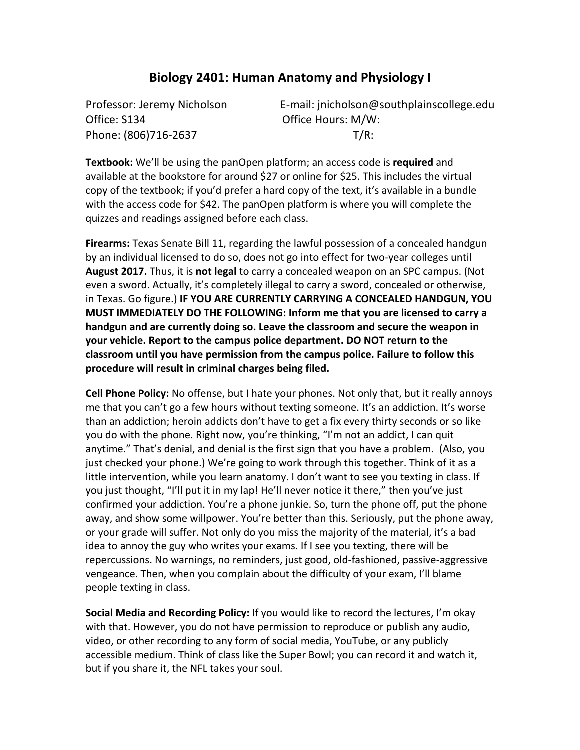# Biology 2401: Human Anatomy and Physiology I

Professor: Jeremy Nicholson
Office: S134
Phone: (806)716-2637

E-mail: jnicholson@southplainscollege.edu
Office Hours: M/W:
T/R:

**Textbook:** We'll be using the panOpen platform; an access code is **required** and available at the bookstore for around $27 or online for $25. This includes the virtual copy of the textbook; if you'd prefer a hard copy of the text, it's available in a bundle with the access code for $42. The panOpen platform is where you will complete the quizzes and readings assigned before each class.

**Firearms:** Texas Senate Bill 11, regarding the lawful possession of a concealed handgun by an individual licensed to do so, does not go into effect for two-year colleges until **August 2017.** Thus, it is **not legal** to carry a concealed weapon on an SPC campus. (Not even a sword. Actually, it's completely illegal to carry a sword, concealed or otherwise, in Texas. Go figure.) **IF YOU ARE CURRENTLY CARRYING A CONCEALED HANDGUN, YOU MUST IMMEDIATELY DO THE FOLLOWING: Inform me that you are licensed to carry a handgun and are currently doing so. Leave the classroom and secure the weapon in your vehicle. Report to the campus police department. DO NOT return to the classroom until you have permission from the campus police. Failure to follow this procedure will result in criminal charges being filed.**

**Cell Phone Policy:** No offense, but I hate your phones. Not only that, but it really annoys me that you can't go a few hours without texting someone. It's an addiction. It's worse than an addiction; heroin addicts don't have to get a fix every thirty seconds or so like you do with the phone. Right now, you're thinking, "I'm not an addict, I can quit anytime." That's denial, and denial is the first sign that you have a problem. (Also, you just checked your phone.) We're going to work through this together. Think of it as a little intervention, while you learn anatomy. I don't want to see you texting in class. If you just thought, "I'll put it in my lap! He'll never notice it there," then you've just confirmed your addiction. You're a phone junkie. So, turn the phone off, put the phone away, and show some willpower. You're better than this. Seriously, put the phone away, or your grade will suffer. Not only do you miss the majority of the material, it's a bad idea to annoy the guy who writes your exams. If I see you texting, there will be repercussions. No warnings, no reminders, just good, old-fashioned, passive-aggressive vengeance. Then, when you complain about the difficulty of your exam, I'll blame people texting in class.

**Social Media and Recording Policy:** If you would like to record the lectures, I'm okay with that. However, you do not have permission to reproduce or publish any audio, video, or other recording to any form of social media, YouTube, or any publicly accessible medium. Think of class like the Super Bowl; you can record it and watch it, but if you share it, the NFL takes your soul.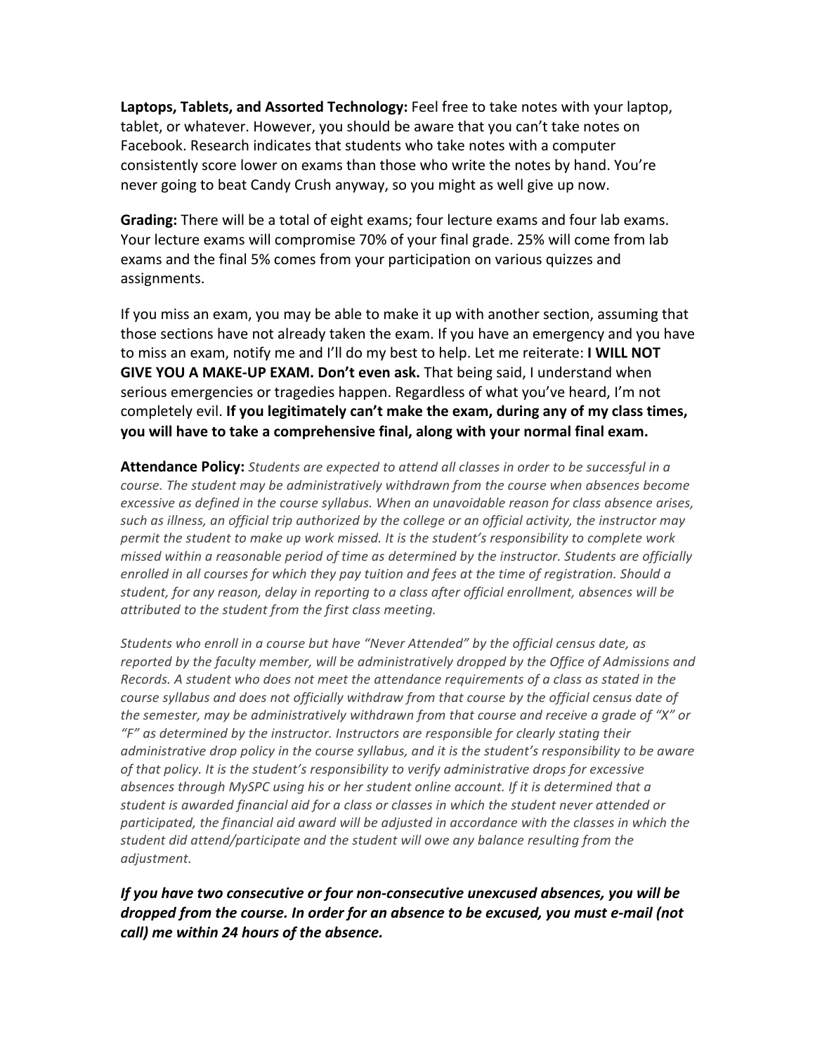**Laptops, Tablets, and Assorted Technology:** Feel free to take notes with your laptop, tablet, or whatever. However, you should be aware that you can't take notes on Facebook. Research indicates that students who take notes with a computer consistently score lower on exams than those who write the notes by hand. You're never going to beat Candy Crush anyway, so you might as well give up now.

**Grading:** There will be a total of eight exams; four lecture exams and four lab exams. Your lecture exams will compromise 70% of your final grade. 25% will come from lab exams and the final 5% comes from your participation on various quizzes and assignments.

If you miss an exam, you may be able to make it up with another section, assuming that those sections have not already taken the exam. If you have an emergency and you have to miss an exam, notify me and I'll do my best to help. Let me reiterate: **I WILL NOT GIVE YOU A MAKE-UP EXAM. Don't even ask.** That being said, I understand when serious emergencies or tragedies happen. Regardless of what you've heard, I'm not completely evil. **If you legitimately can't make the exam, during any of my class times, you will have to take a comprehensive final, along with your normal final exam.**

**Attendance Policy:** *Students are expected to attend all classes in order to be successful in a course. The student may be administratively withdrawn from the course when absences become excessive as defined in the course syllabus. When an unavoidable reason for class absence arises, such as illness, an official trip authorized by the college or an official activity, the instructor may permit the student to make up work missed. It is the student's responsibility to complete work missed within a reasonable period of time as determined by the instructor. Students are officially enrolled in all courses for which they pay tuition and fees at the time of registration. Should a student, for any reason, delay in reporting to a class after official enrollment, absences will be attributed to the student from the first class meeting.*

*Students who enroll in a course but have "Never Attended" by the official census date, as reported by the faculty member, will be administratively dropped by the Office of Admissions and Records. A student who does not meet the attendance requirements of a class as stated in the course syllabus and does not officially withdraw from that course by the official census date of the semester, may be administratively withdrawn from that course and receive a grade of "X" or "F" as determined by the instructor. Instructors are responsible for clearly stating their administrative drop policy in the course syllabus, and it is the student's responsibility to be aware of that policy. It is the student's responsibility to verify administrative drops for excessive absences through MySPC using his or her student online account. If it is determined that a student is awarded financial aid for a class or classes in which the student never attended or participated, the financial aid award will be adjusted in accordance with the classes in which the student did attend/participate and the student will owe any balance resulting from the adjustment.*

***If you have two consecutive or four non-consecutive unexcused absences, you will be dropped from the course. In order for an absence to be excused, you must e-mail (not call) me within 24 hours of the absence.***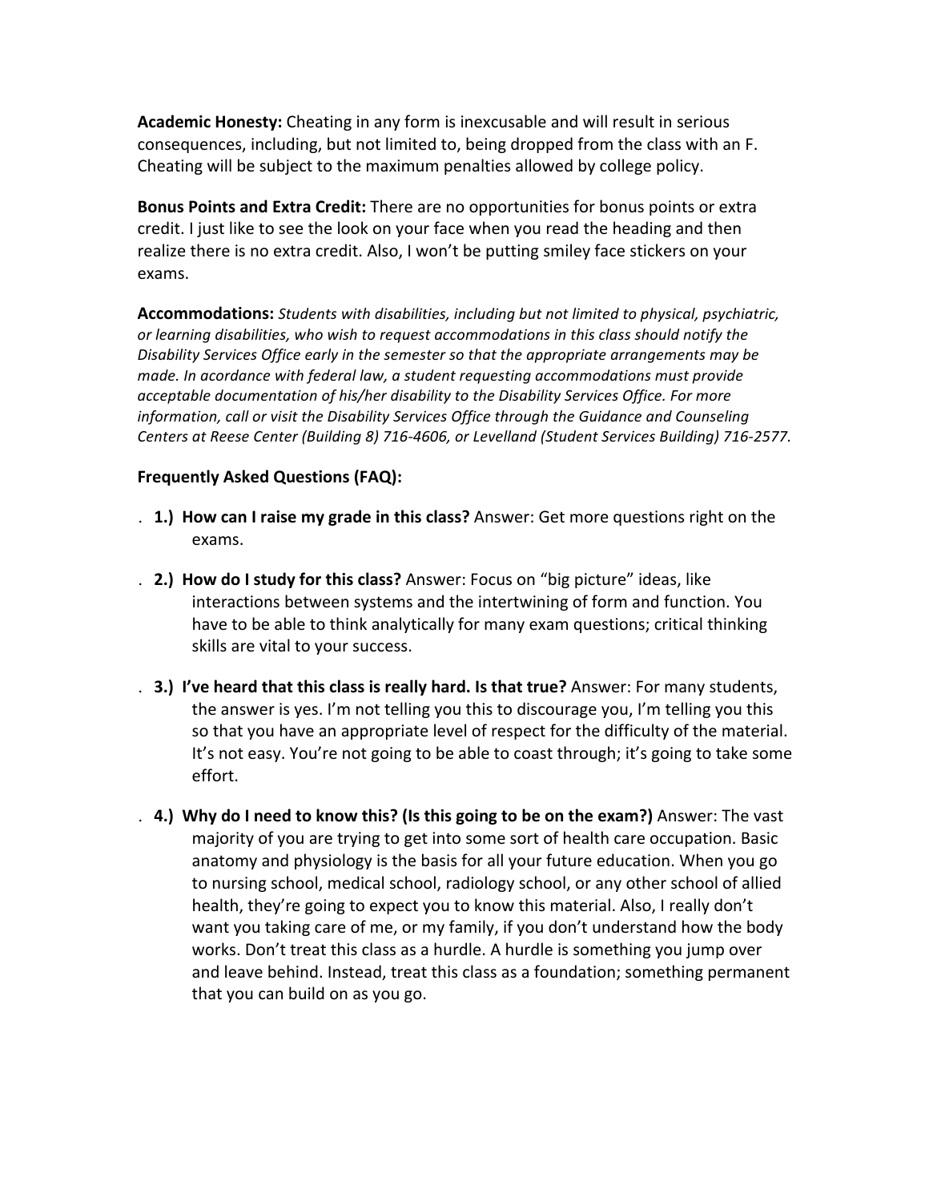**Academic Honesty:** Cheating in any form is inexcusable and will result in serious consequences, including, but not limited to, being dropped from the class with an F. Cheating will be subject to the maximum penalties allowed by college policy.

**Bonus Points and Extra Credit:** There are no opportunities for bonus points or extra credit. I just like to see the look on your face when you read the heading and then realize there is no extra credit. Also, I won't be putting smiley face stickers on your exams.

**Accommodations:** *Students with disabilities, including but not limited to physical, psychiatric, or learning disabilities, who wish to request accommodations in this class should notify the Disability Services Office early in the semester so that the appropriate arrangements may be made. In acordance with federal law, a student requesting accommodations must provide acceptable documentation of his/her disability to the Disability Services Office. For more information, call or visit the Disability Services Office through the Guidance and Counseling Centers at Reese Center (Building 8) 716-4606, or Levelland (Student Services Building) 716-2577.*

**Frequently Asked Questions (FAQ):**

1.) **How can I raise my grade in this class?** Answer: Get more questions right on the exams.

2.) **How do I study for this class?** Answer: Focus on "big picture" ideas, like interactions between systems and the intertwining of form and function. You have to be able to think analytically for many exam questions; critical thinking skills are vital to your success.

3.) **I've heard that this class is really hard. Is that true?** Answer: For many students, the answer is yes. I'm not telling you this to discourage you, I'm telling you this so that you have an appropriate level of respect for the difficulty of the material. It's not easy. You're not going to be able to coast through; it's going to take some effort.

4.) **Why do I need to know this? (Is this going to be on the exam?)** Answer: The vast majority of you are trying to get into some sort of health care occupation. Basic anatomy and physiology is the basis for all your future education. When you go to nursing school, medical school, radiology school, or any other school of allied health, they're going to expect you to know this material. Also, I really don't want you taking care of me, or my family, if you don't understand how the body works. Don't treat this class as a hurdle. A hurdle is something you jump over and leave behind. Instead, treat this class as a foundation; something permanent that you can build on as you go.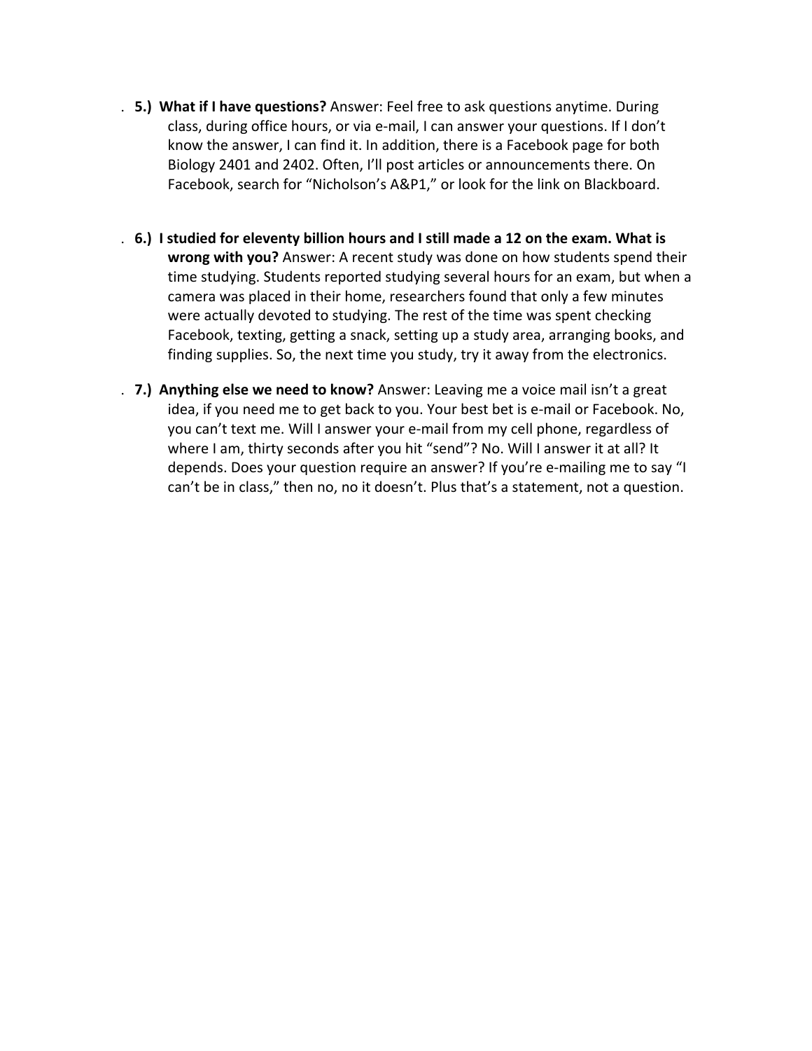5.) **What if I have questions?** Answer: Feel free to ask questions anytime. During class, during office hours, or via e-mail, I can answer your questions. If I don't know the answer, I can find it. In addition, there is a Facebook page for both Biology 2401 and 2402. Often, I'll post articles or announcements there. On Facebook, search for "Nicholson's A&P1," or look for the link on Blackboard.

6.) **I studied for eleventy billion hours and I still made a 12 on the exam. What is wrong with you?** Answer: A recent study was done on how students spend their time studying. Students reported studying several hours for an exam, but when a camera was placed in their home, researchers found that only a few minutes were actually devoted to studying. The rest of the time was spent checking Facebook, texting, getting a snack, setting up a study area, arranging books, and finding supplies. So, the next time you study, try it away from the electronics.

7.) **Anything else we need to know?** Answer: Leaving me a voice mail isn't a great idea, if you need me to get back to you. Your best bet is e-mail or Facebook. No, you can't text me. Will I answer your e-mail from my cell phone, regardless of where I am, thirty seconds after you hit "send"? No. Will I answer it at all? It depends. Does your question require an answer? If you're e-mailing me to say "I can't be in class," then no, no it doesn't. Plus that's a statement, not a question.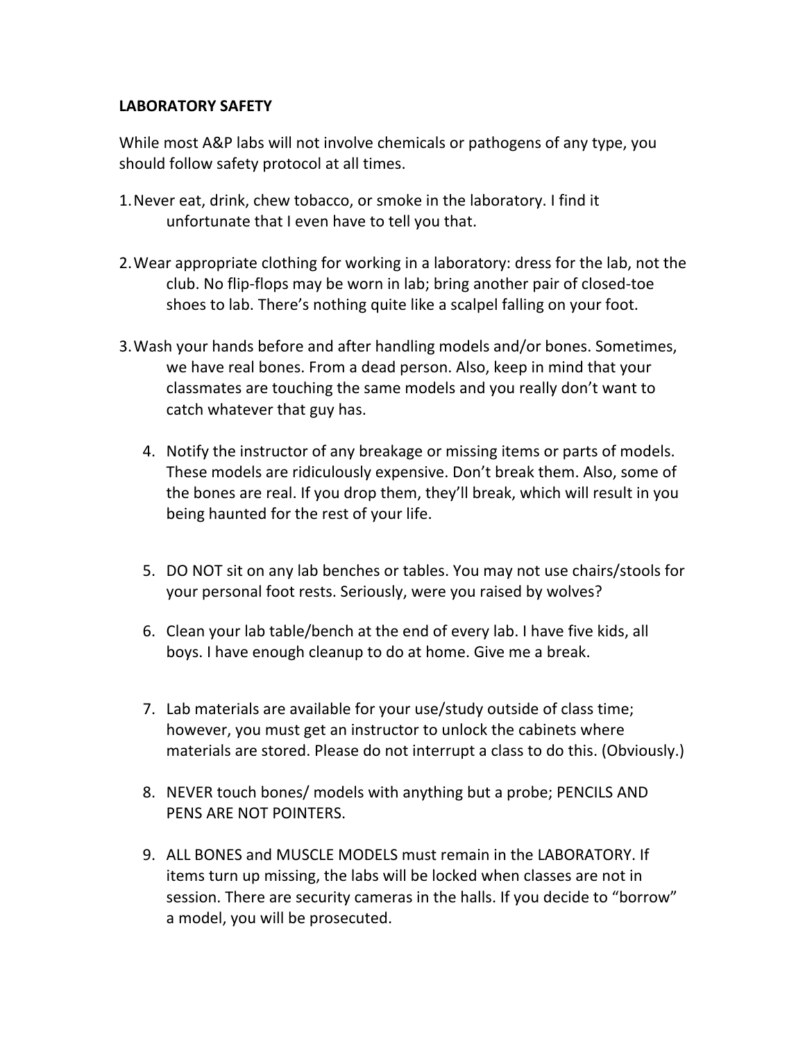**LABORATORY SAFETY**

While most A&P labs will not involve chemicals or pathogens of any type, you should follow safety protocol at all times.

1. Never eat, drink, chew tobacco, or smoke in the laboratory. I find it unfortunate that I even have to tell you that.

2. Wear appropriate clothing for working in a laboratory: dress for the lab, not the club. No flip-flops may be worn in lab; bring another pair of closed-toe shoes to lab. There's nothing quite like a scalpel falling on your foot.

3. Wash your hands before and after handling models and/or bones. Sometimes, we have real bones. From a dead person. Also, keep in mind that your classmates are touching the same models and you really don't want to catch whatever that guy has.

4. Notify the instructor of any breakage or missing items or parts of models. These models are ridiculously expensive. Don't break them. Also, some of the bones are real. If you drop them, they'll break, which will result in you being haunted for the rest of your life.

5. DO NOT sit on any lab benches or tables. You may not use chairs/stools for your personal foot rests. Seriously, were you raised by wolves?

6. Clean your lab table/bench at the end of every lab. I have five kids, all boys. I have enough cleanup to do at home. Give me a break.

7. Lab materials are available for your use/study outside of class time; however, you must get an instructor to unlock the cabinets where materials are stored. Please do not interrupt a class to do this. (Obviously.)

8. NEVER touch bones/ models with anything but a probe; PENCILS AND PENS ARE NOT POINTERS.

9. ALL BONES and MUSCLE MODELS must remain in the LABORATORY. If items turn up missing, the labs will be locked when classes are not in session. There are security cameras in the halls. If you decide to "borrow" a model, you will be prosecuted.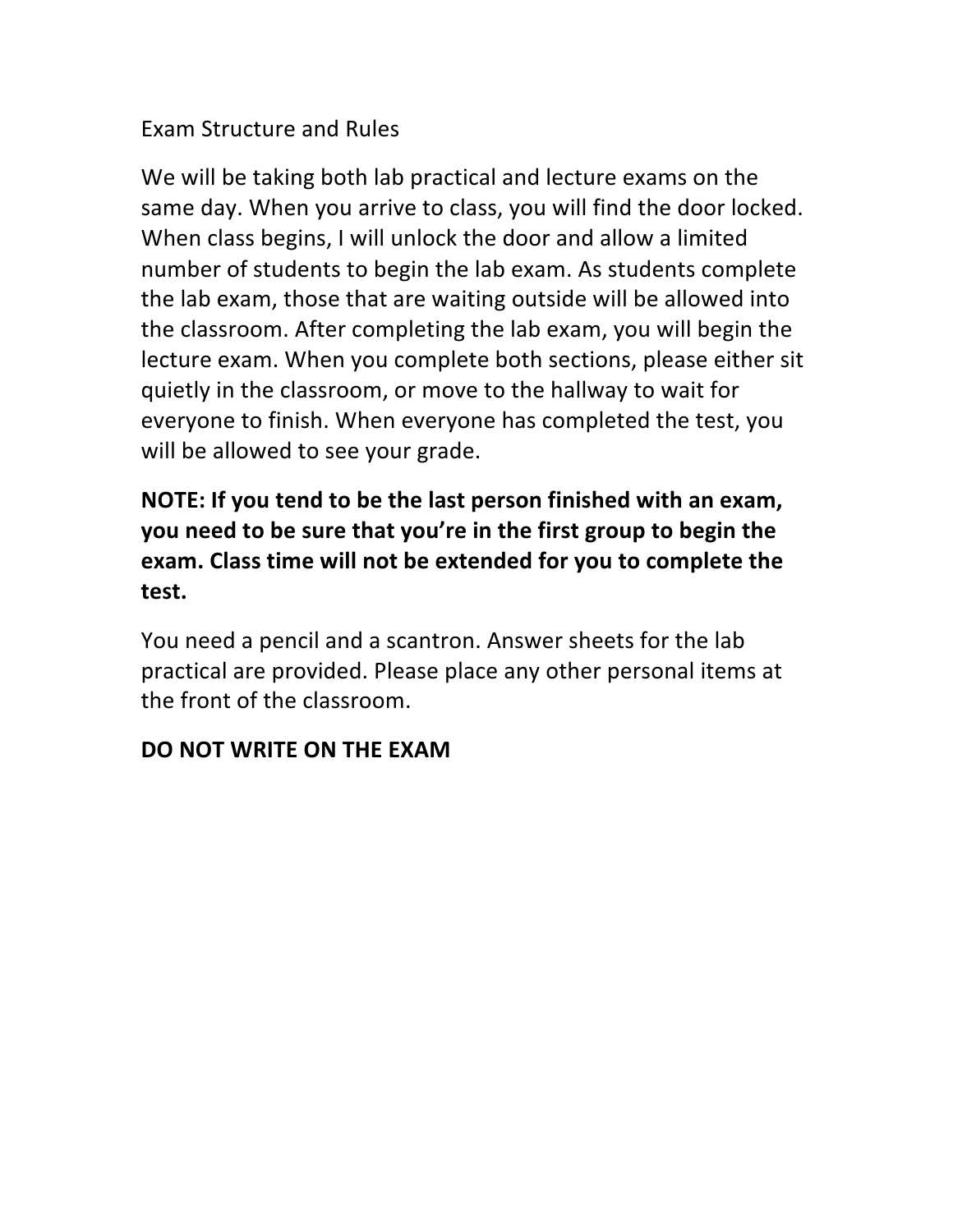# Exam Structure and Rules

We will be taking both lab practical and lecture exams on the same day. When you arrive to class, you will find the door locked. When class begins, I will unlock the door and allow a limited number of students to begin the lab exam. As students complete the lab exam, those that are waiting outside will be allowed into the classroom. After completing the lab exam, you will begin the lecture exam. When you complete both sections, please either sit quietly in the classroom, or move to the hallway to wait for everyone to finish. When everyone has completed the test, you will be allowed to see your grade.

**NOTE: If you tend to be the last person finished with an exam, you need to be sure that you're in the first group to begin the exam. Class time will not be extended for you to complete the test.**

You need a pencil and a scantron. Answer sheets for the lab practical are provided. Please place any other personal items at the front of the classroom.

**DO NOT WRITE ON THE EXAM**